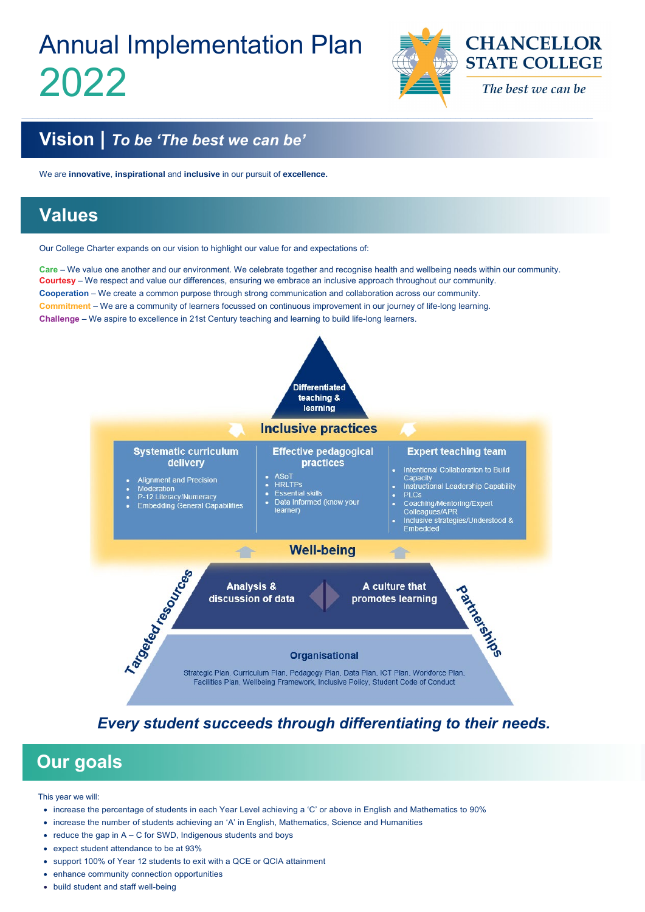# Annual Implementation Plan 2022

**CHANCELLOR STATE COLLEGE**

*The best we can be*

## Vision | *To be 'The best we can be'*

We are **innovative**, **inspirational** and **inclusive** in our pursuit of **excellence.**

## Values

Our College Charter expands on our vision to highlight our value for and expectations of:

**Care** – We value one another and our environment. We celebrate together and recognise health and wellbeing needs within our community.
**Courtesy** – We respect and value our differences, ensuring we embrace an inclusive approach throughout our community.
**Cooperation** – We create a common purpose through strong communication and collaboration across our community.
**Commitment** – We are a community of learners focussed on continuous improvement in our journey of life-long learning.
**Challenge** – We aspire to excellence in 21st Century teaching and learning to build life-long learners.

**Differentiated teaching & learning**

**Inclusive practices**

**Systematic curriculum delivery**
- Alignment and Precision
- Moderation
- P-12 Literacy/Numeracy
- Embedding General Capabilities

**Effective pedagogical practices**
- ASoT
- HRLTPs
- Essential skills
- Data Informed (know your learner)

**Expert teaching team**
- Intentional Collaboration to Build Capacity
- Instructional Leadership Capability
- PLCs
- Coaching/Mentoring/Expert Colleagues/APR
- Inclusive strategies/Understood & Embedded

**Well-being**

**Analysis & discussion of data** | **A culture that promotes learning**

**Targeted resources** | **Partnerships**

**Organisational**

Strategic Plan, Curriculum Plan, Pedagogy Plan, Data Plan, ICT Plan, Workforce Plan, Facilities Plan, Wellbeing Framework, Inclusive Policy, Student Code of Conduct

***Every student succeeds through differentiating to their needs.***

## Our goals

This year we will:

- increase the percentage of students in each Year Level achieving a 'C' or above in English and Mathematics to 90%
- increase the number of students achieving an 'A' in English, Mathematics, Science and Humanities
- reduce the gap in A – C for SWD, Indigenous students and boys
- expect student attendance to be at 93%
- support 100% of Year 12 students to exit with a QCE or QCIA attainment
- enhance community connection opportunities
- build student and staff well-being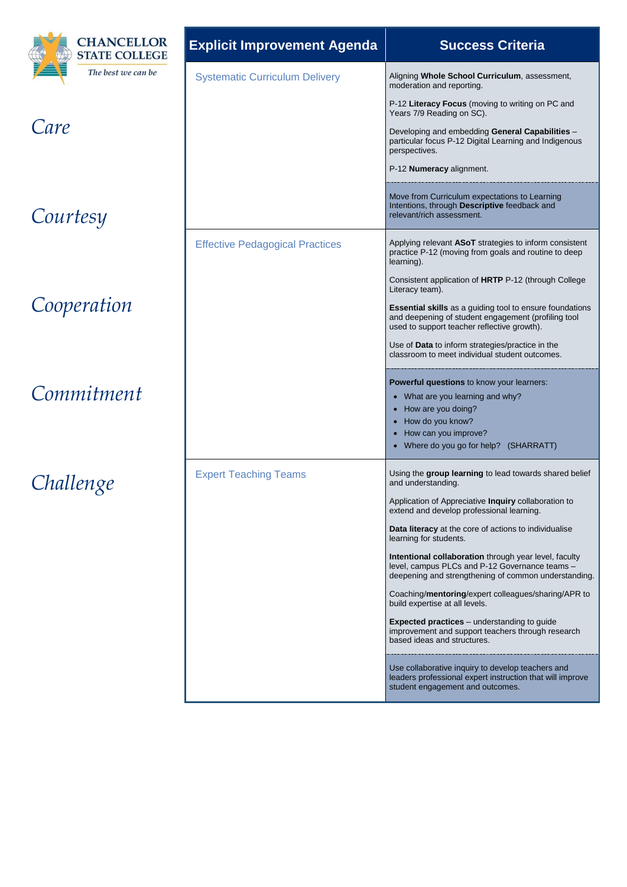**CHANCELLOR STATE COLLEGE**
*The best we can be*

*Care*

*Courtesy*

*Cooperation*

*Commitment*

*Challenge*

| Explicit Improvement Agenda | Success Criteria |
|---|---|
| Systematic Curriculum Delivery | Aligning **Whole School Curriculum**, assessment, moderation and reporting.<br><br>P-12 **Literacy Focus** (moving to writing on PC and Years 7/9 Reading on SC).<br><br>Developing and embedding **General Capabilities** – particular focus P-12 Digital Learning and Indigenous perspectives.<br><br>P-12 **Numeracy** alignment. |
| | Move from Curriculum expectations to Learning Intentions, through **Descriptive** feedback and relevant/rich assessment. |
| Effective Pedagogical Practices | Applying relevant **ASoT** strategies to inform consistent practice P-12 (moving from goals and routine to deep learning).<br><br>Consistent application of **HRTP** P-12 (through College Literacy team).<br><br>**Essential skills** as a guiding tool to ensure foundations and deepening of student engagement (profiling tool used to support teacher reflective growth).<br><br>Use of **Data** to inform strategies/practice in the classroom to meet individual student outcomes. |
| | **Powerful questions** to know your learners:<br>• What are you learning and why?<br>• How are you doing?<br>• How do you know?<br>• How can you improve?<br>• Where do you go for help? (SHARRATT) |
| Expert Teaching Teams | Using the **group learning** to lead towards shared belief and understanding.<br><br>Application of Appreciative **Inquiry** collaboration to extend and develop professional learning.<br><br>**Data literacy** at the core of actions to individualise learning for students.<br><br>**Intentional collaboration** through year level, faculty level, campus PLCs and P-12 Governance teams – deepening and strengthening of common understanding.<br><br>Coaching/**mentoring**/expert colleagues/sharing/APR to build expertise at all levels.<br><br>**Expected practices** – understanding to guide improvement and support teachers through research based ideas and structures. |
| | Use collaborative inquiry to develop teachers and leaders professional expert instruction that will improve student engagement and outcomes. |